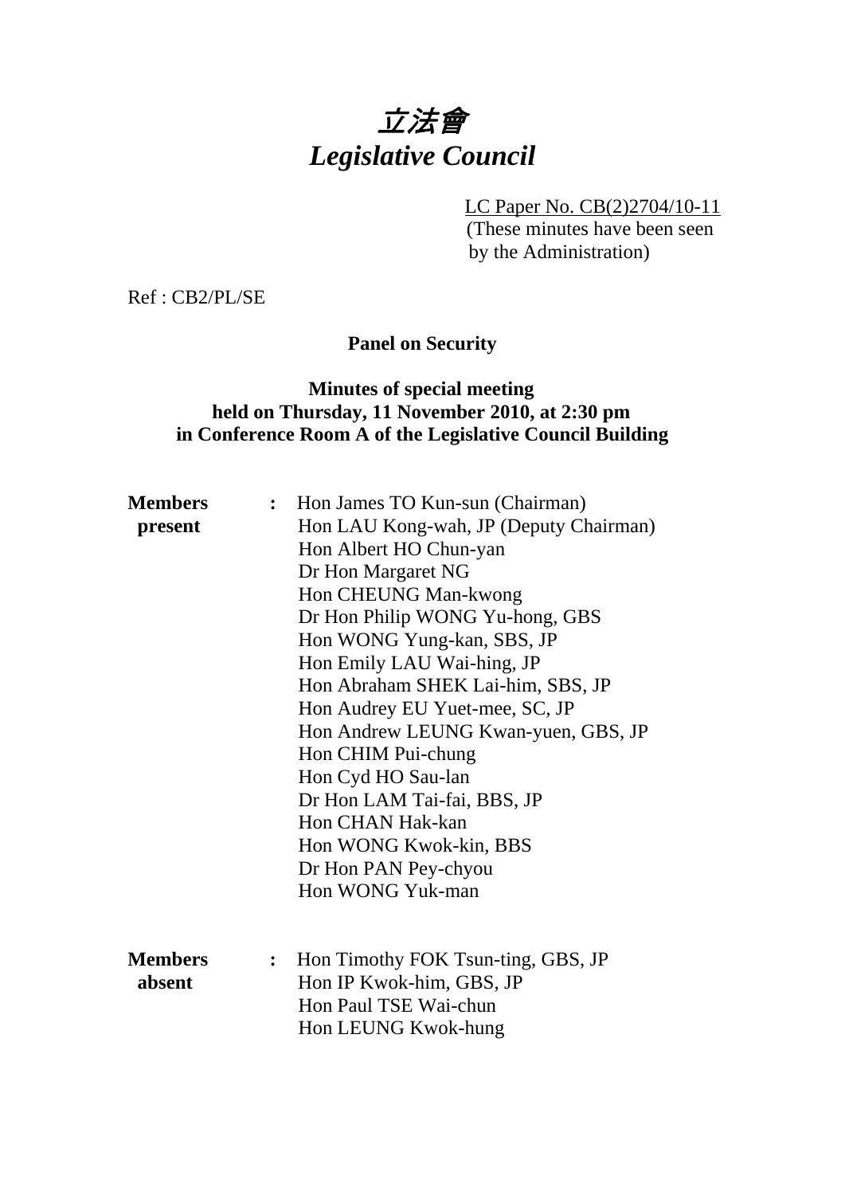# 立法會
# *Legislative Council*

LC Paper No. CB(2)2704/10-11
(These minutes have been seen by the Administration)

Ref : CB2/PL/SE

**Panel on Security**

**Minutes of special meeting held on Thursday, 11 November 2010, at 2:30 pm in Conference Room A of the Legislative Council Building**

**Members present** :
Hon James TO Kun-sun (Chairman)
Hon LAU Kong-wah, JP (Deputy Chairman)
Hon Albert HO Chun-yan
Dr Hon Margaret NG
Hon CHEUNG Man-kwong
Dr Hon Philip WONG Yu-hong, GBS
Hon WONG Yung-kan, SBS, JP
Hon Emily LAU Wai-hing, JP
Hon Abraham SHEK Lai-him, SBS, JP
Hon Audrey EU Yuet-mee, SC, JP
Hon Andrew LEUNG Kwan-yuen, GBS, JP
Hon CHIM Pui-chung
Hon Cyd HO Sau-lan
Dr Hon LAM Tai-fai, BBS, JP
Hon CHAN Hak-kan
Hon WONG Kwok-kin, BBS
Dr Hon PAN Pey-chyou
Hon WONG Yuk-man

**Members absent** :
Hon Timothy FOK Tsun-ting, GBS, JP
Hon IP Kwok-him, GBS, JP
Hon Paul TSE Wai-chun
Hon LEUNG Kwok-hung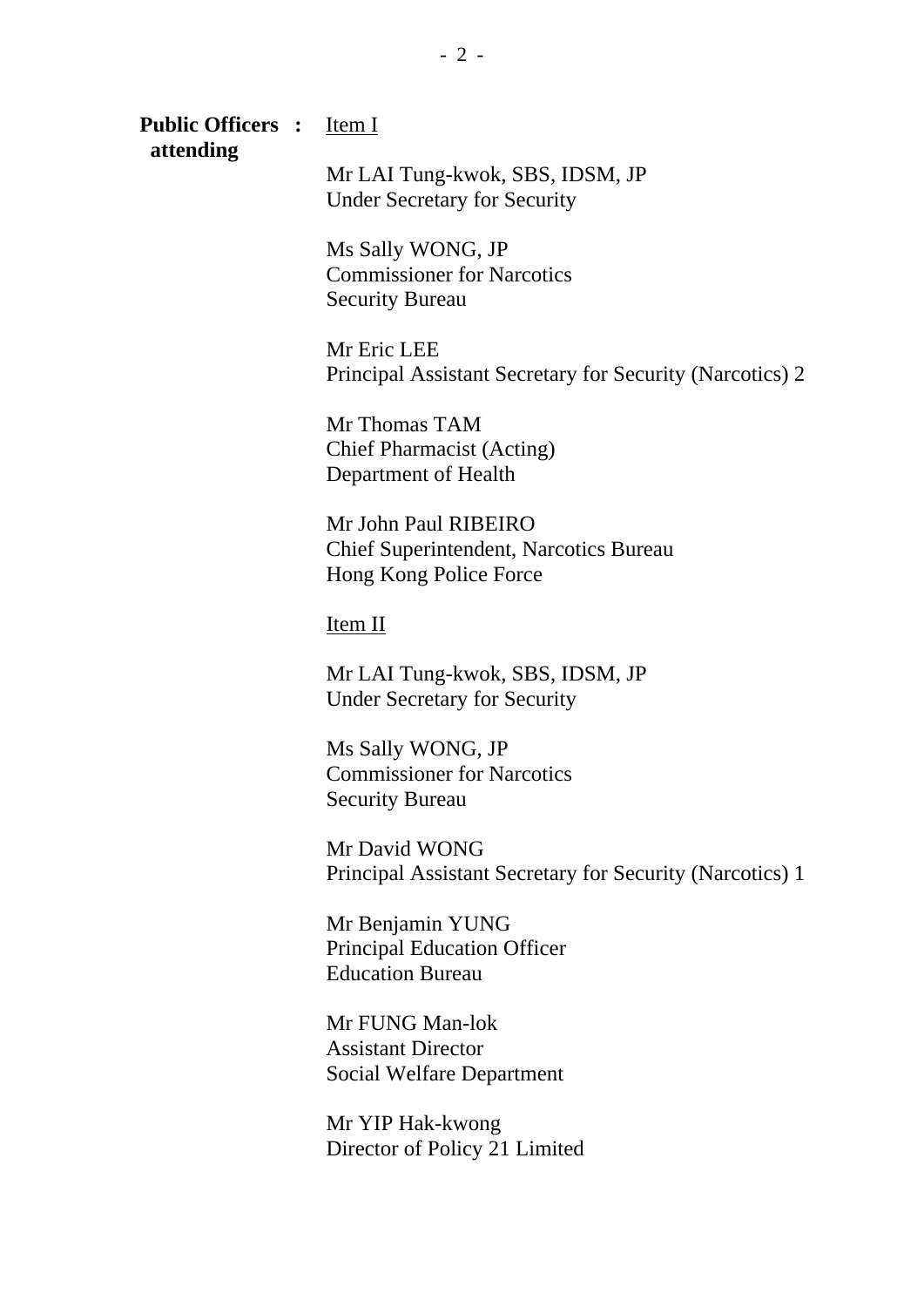**Public Officers attending :**

Item I

Mr LAI Tung-kwok, SBS, IDSM, JP
Under Secretary for Security

Ms Sally WONG, JP
Commissioner for Narcotics
Security Bureau

Mr Eric LEE
Principal Assistant Secretary for Security (Narcotics) 2

Mr Thomas TAM
Chief Pharmacist (Acting)
Department of Health

Mr John Paul RIBEIRO
Chief Superintendent, Narcotics Bureau
Hong Kong Police Force

Item II

Mr LAI Tung-kwok, SBS, IDSM, JP
Under Secretary for Security

Ms Sally WONG, JP
Commissioner for Narcotics
Security Bureau

Mr David WONG
Principal Assistant Secretary for Security (Narcotics) 1

Mr Benjamin YUNG
Principal Education Officer
Education Bureau

Mr FUNG Man-lok
Assistant Director
Social Welfare Department

Mr YIP Hak-kwong
Director of Policy 21 Limited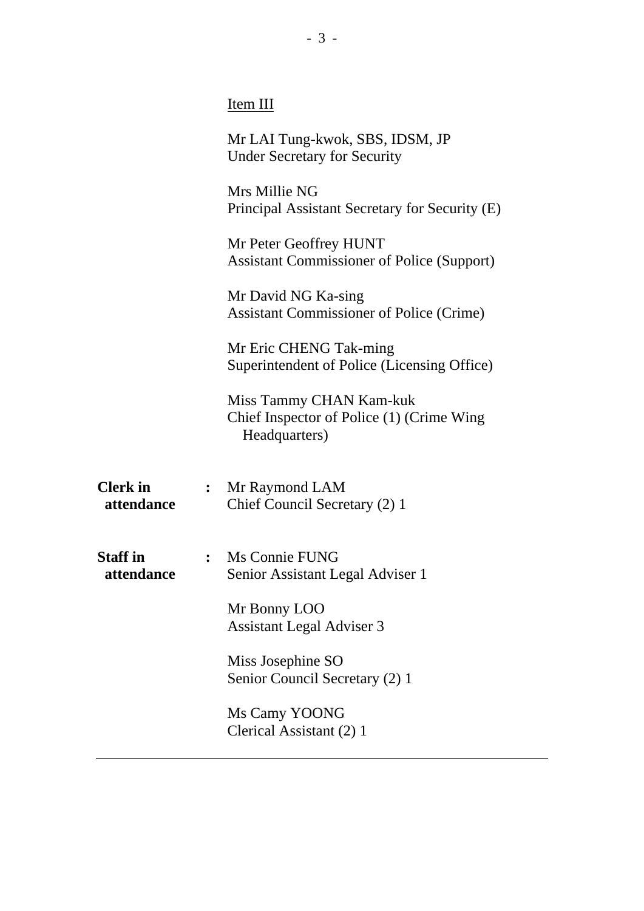Item III

Mr LAI Tung-kwok, SBS, IDSM, JP
Under Secretary for Security

Mrs Millie NG
Principal Assistant Secretary for Security (E)

Mr Peter Geoffrey HUNT
Assistant Commissioner of Police (Support)

Mr David NG Ka-sing
Assistant Commissioner of Police (Crime)

Mr Eric CHENG Tak-ming
Superintendent of Police (Licensing Office)

Miss Tammy CHAN Kam-kuk
Chief Inspector of Police (1) (Crime Wing Headquarters)

**Clerk in attendance** : Mr Raymond LAM
Chief Council Secretary (2) 1

**Staff in attendance** : Ms Connie FUNG
Senior Assistant Legal Adviser 1

Mr Bonny LOO
Assistant Legal Adviser 3

Miss Josephine SO
Senior Council Secretary (2) 1

Ms Camy YOONG
Clerical Assistant (2) 1

---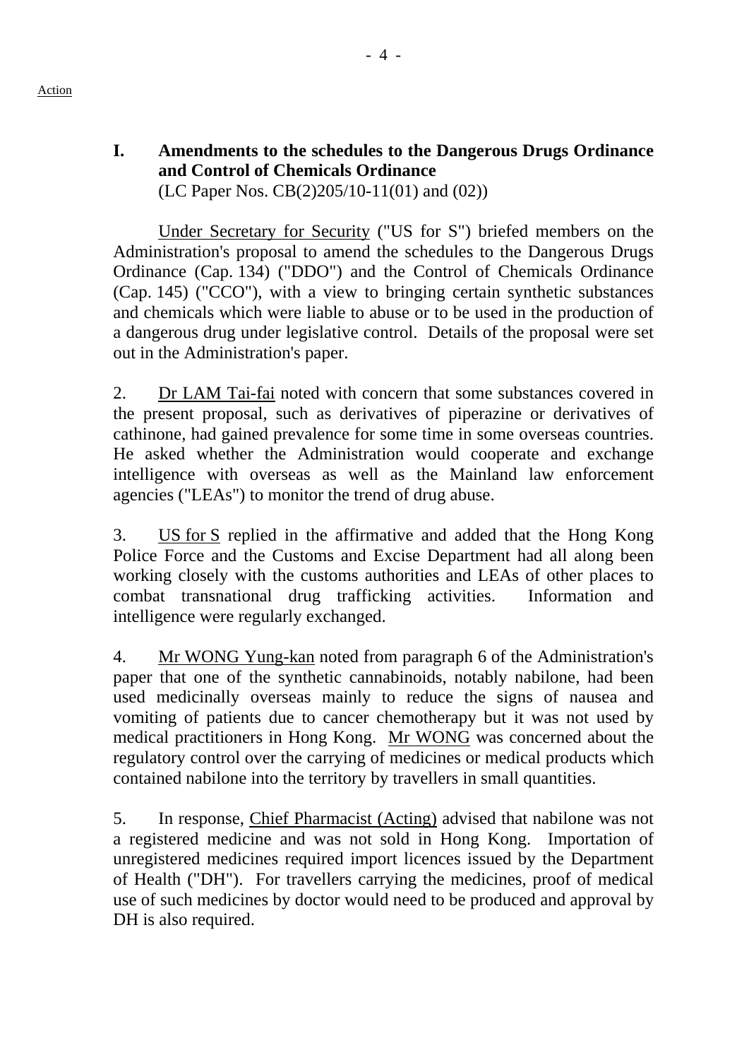Action

## I. Amendments to the schedules to the Dangerous Drugs Ordinance and Control of Chemicals Ordinance

(LC Paper Nos. CB(2)205/10-11(01) and (02))

Under Secretary for Security ("US for S") briefed members on the Administration's proposal to amend the schedules to the Dangerous Drugs Ordinance (Cap. 134) ("DDO") and the Control of Chemicals Ordinance (Cap. 145) ("CCO"), with a view to bringing certain synthetic substances and chemicals which were liable to abuse or to be used in the production of a dangerous drug under legislative control. Details of the proposal were set out in the Administration's paper.

2. Dr LAM Tai-fai noted with concern that some substances covered in the present proposal, such as derivatives of piperazine or derivatives of cathinone, had gained prevalence for some time in some overseas countries. He asked whether the Administration would cooperate and exchange intelligence with overseas as well as the Mainland law enforcement agencies ("LEAs") to monitor the trend of drug abuse.

3. US for S replied in the affirmative and added that the Hong Kong Police Force and the Customs and Excise Department had all along been working closely with the customs authorities and LEAs of other places to combat transnational drug trafficking activities. Information and intelligence were regularly exchanged.

4. Mr WONG Yung-kan noted from paragraph 6 of the Administration's paper that one of the synthetic cannabinoids, notably nabilone, had been used medicinally overseas mainly to reduce the signs of nausea and vomiting of patients due to cancer chemotherapy but it was not used by medical practitioners in Hong Kong. Mr WONG was concerned about the regulatory control over the carrying of medicines or medical products which contained nabilone into the territory by travellers in small quantities.

5. In response, Chief Pharmacist (Acting) advised that nabilone was not a registered medicine and was not sold in Hong Kong. Importation of unregistered medicines required import licences issued by the Department of Health ("DH"). For travellers carrying the medicines, proof of medical use of such medicines by doctor would need to be produced and approval by DH is also required.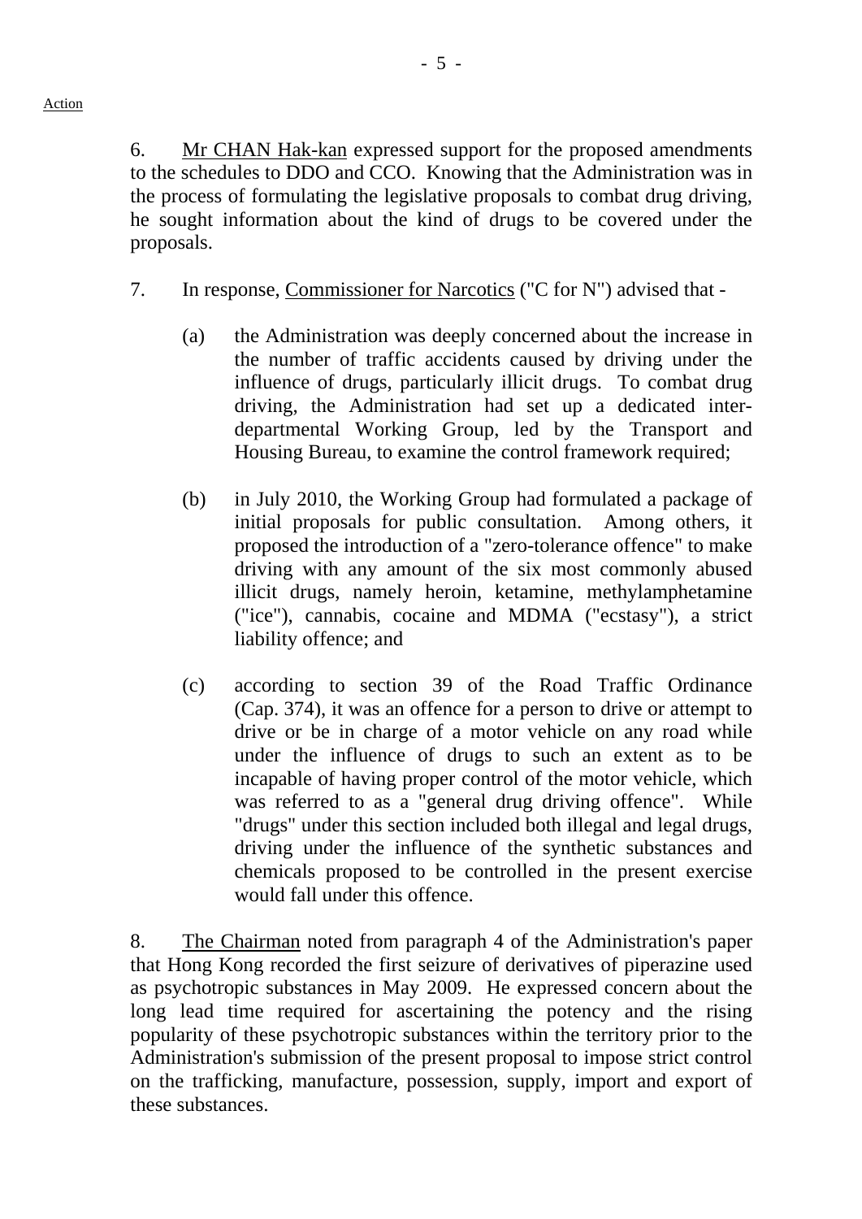6. Mr CHAN Hak-kan expressed support for the proposed amendments to the schedules to DDO and CCO. Knowing that the Administration was in the process of formulating the legislative proposals to combat drug driving, he sought information about the kind of drugs to be covered under the proposals.

7. In response, Commissioner for Narcotics ("C for N") advised that -

   (a) the Administration was deeply concerned about the increase in the number of traffic accidents caused by driving under the influence of drugs, particularly illicit drugs. To combat drug driving, the Administration had set up a dedicated inter-departmental Working Group, led by the Transport and Housing Bureau, to examine the control framework required;

   (b) in July 2010, the Working Group had formulated a package of initial proposals for public consultation. Among others, it proposed the introduction of a "zero-tolerance offence" to make driving with any amount of the six most commonly abused illicit drugs, namely heroin, ketamine, methylamphetamine ("ice"), cannabis, cocaine and MDMA ("ecstasy"), a strict liability offence; and

   (c) according to section 39 of the Road Traffic Ordinance (Cap. 374), it was an offence for a person to drive or attempt to drive or be in charge of a motor vehicle on any road while under the influence of drugs to such an extent as to be incapable of having proper control of the motor vehicle, which was referred to as a "general drug driving offence". While "drugs" under this section included both illegal and legal drugs, driving under the influence of the synthetic substances and chemicals proposed to be controlled in the present exercise would fall under this offence.

8. The Chairman noted from paragraph 4 of the Administration's paper that Hong Kong recorded the first seizure of derivatives of piperazine used as psychotropic substances in May 2009. He expressed concern about the long lead time required for ascertaining the potency and the rising popularity of these psychotropic substances within the territory prior to the Administration's submission of the present proposal to impose strict control on the trafficking, manufacture, possession, supply, import and export of these substances.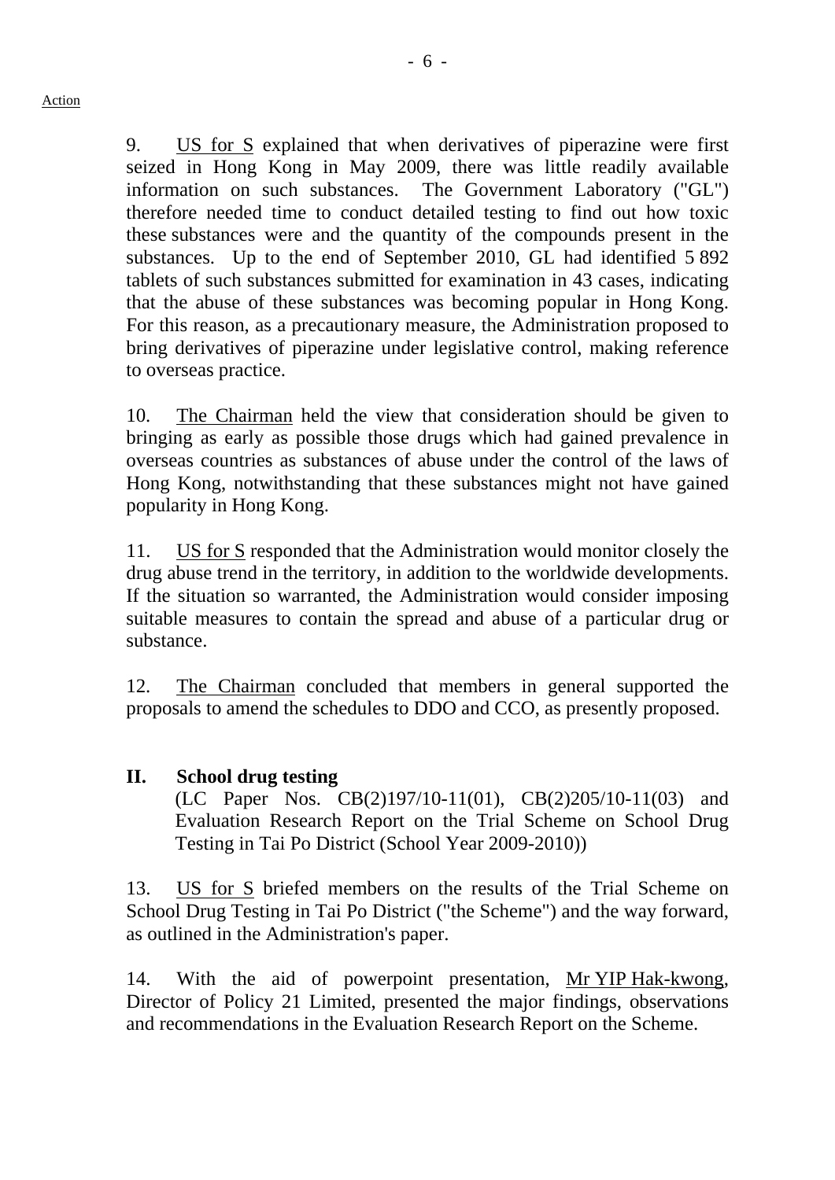9. US for S explained that when derivatives of piperazine were first seized in Hong Kong in May 2009, there was little readily available information on such substances. The Government Laboratory ("GL") therefore needed time to conduct detailed testing to find out how toxic these substances were and the quantity of the compounds present in the substances. Up to the end of September 2010, GL had identified 5 892 tablets of such substances submitted for examination in 43 cases, indicating that the abuse of these substances was becoming popular in Hong Kong. For this reason, as a precautionary measure, the Administration proposed to bring derivatives of piperazine under legislative control, making reference to overseas practice.

10. The Chairman held the view that consideration should be given to bringing as early as possible those drugs which had gained prevalence in overseas countries as substances of abuse under the control of the laws of Hong Kong, notwithstanding that these substances might not have gained popularity in Hong Kong.

11. US for S responded that the Administration would monitor closely the drug abuse trend in the territory, in addition to the worldwide developments. If the situation so warranted, the Administration would consider imposing suitable measures to contain the spread and abuse of a particular drug or substance.

12. The Chairman concluded that members in general supported the proposals to amend the schedules to DDO and CCO, as presently proposed.

## II. School drug testing

(LC Paper Nos. CB(2)197/10-11(01), CB(2)205/10-11(03) and Evaluation Research Report on the Trial Scheme on School Drug Testing in Tai Po District (School Year 2009-2010))

13. US for S briefed members on the results of the Trial Scheme on School Drug Testing in Tai Po District ("the Scheme") and the way forward, as outlined in the Administration's paper.

14. With the aid of powerpoint presentation, Mr YIP Hak-kwong, Director of Policy 21 Limited, presented the major findings, observations and recommendations in the Evaluation Research Report on the Scheme.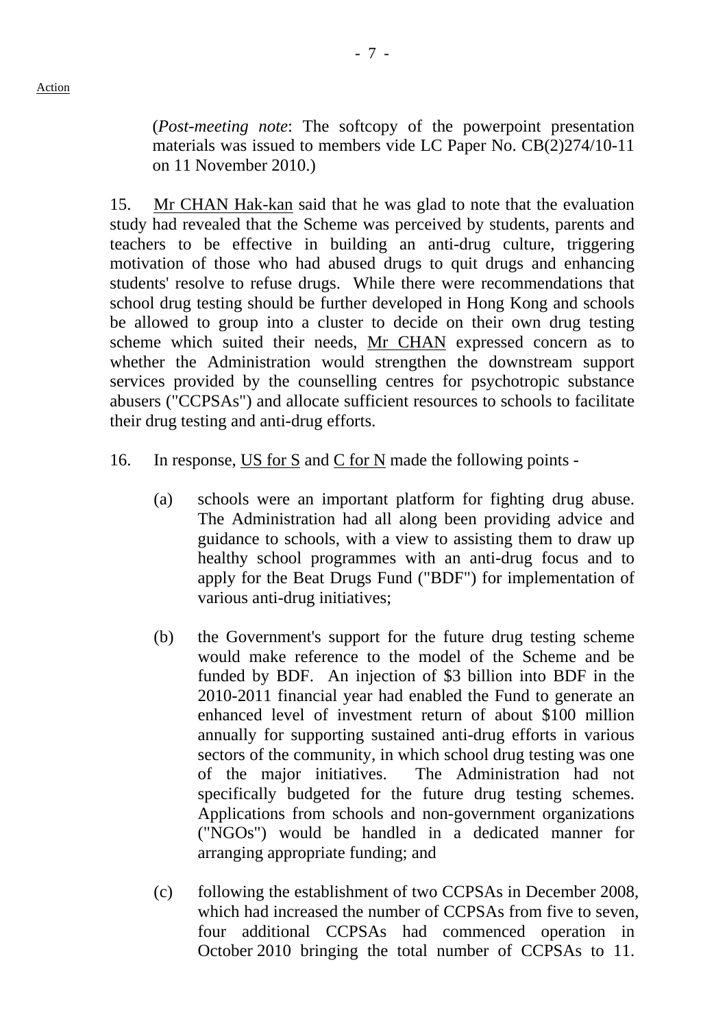Action

(*Post-meeting note*: The softcopy of the powerpoint presentation materials was issued to members vide LC Paper No. CB(2)274/10-11 on 11 November 2010.)

15. Mr CHAN Hak-kan said that he was glad to note that the evaluation study had revealed that the Scheme was perceived by students, parents and teachers to be effective in building an anti-drug culture, triggering motivation of those who had abused drugs to quit drugs and enhancing students' resolve to refuse drugs. While there were recommendations that school drug testing should be further developed in Hong Kong and schools be allowed to group into a cluster to decide on their own drug testing scheme which suited their needs, Mr CHAN expressed concern as to whether the Administration would strengthen the downstream support services provided by the counselling centres for psychotropic substance abusers ("CCPSAs") and allocate sufficient resources to schools to facilitate their drug testing and anti-drug efforts.

16. In response, US for S and C for N made the following points -

(a) schools were an important platform for fighting drug abuse. The Administration had all along been providing advice and guidance to schools, with a view to assisting them to draw up healthy school programmes with an anti-drug focus and to apply for the Beat Drugs Fund ("BDF") for implementation of various anti-drug initiatives;

(b) the Government's support for the future drug testing scheme would make reference to the model of the Scheme and be funded by BDF. An injection of $3 billion into BDF in the 2010-2011 financial year had enabled the Fund to generate an enhanced level of investment return of about $100 million annually for supporting sustained anti-drug efforts in various sectors of the community, in which school drug testing was one of the major initiatives. The Administration had not specifically budgeted for the future drug testing schemes. Applications from schools and non-government organizations ("NGOs") would be handled in a dedicated manner for arranging appropriate funding; and

(c) following the establishment of two CCPSAs in December 2008, which had increased the number of CCPSAs from five to seven, four additional CCPSAs had commenced operation in October 2010 bringing the total number of CCPSAs to 11.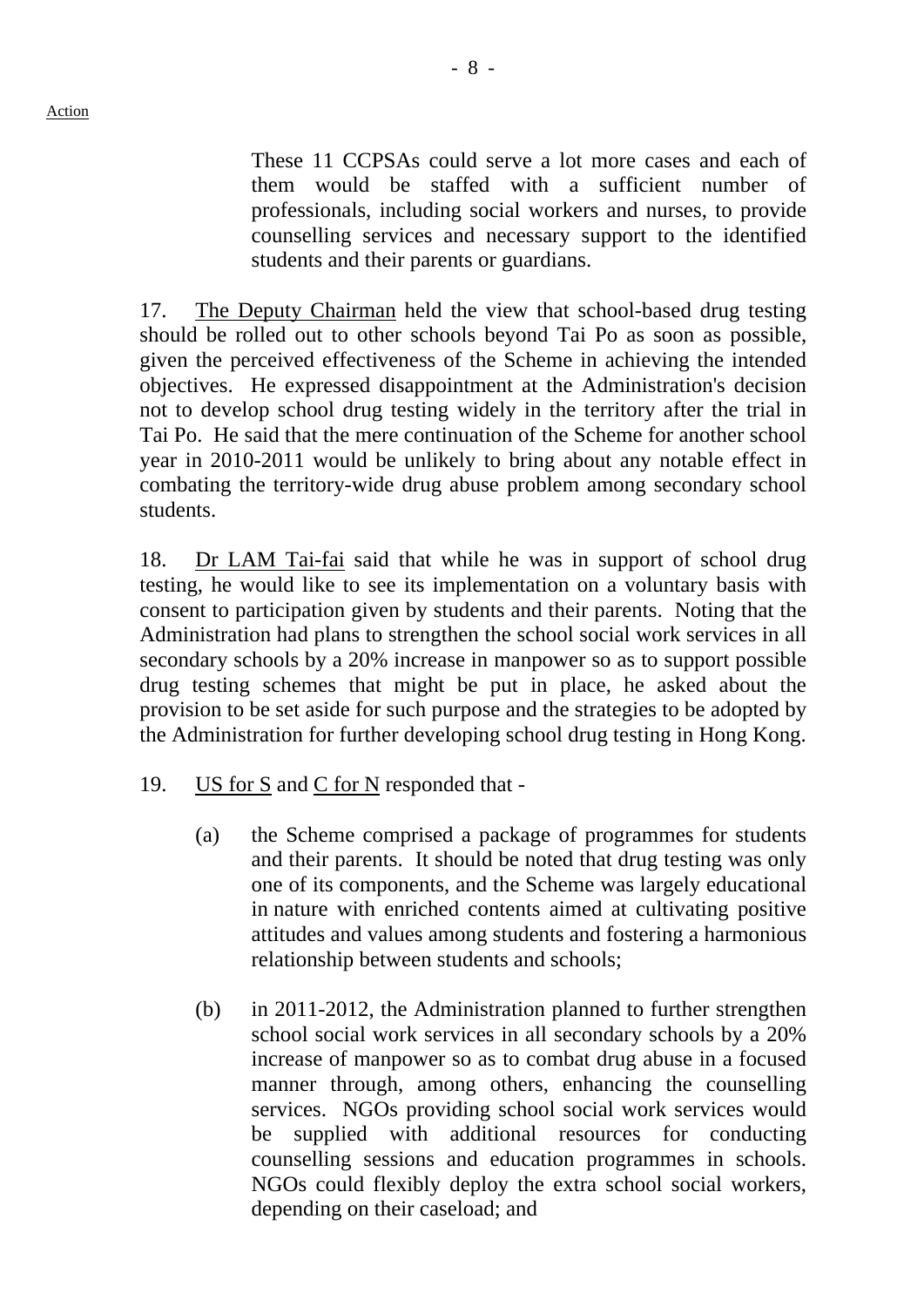These 11 CCPSAs could serve a lot more cases and each of them would be staffed with a sufficient number of professionals, including social workers and nurses, to provide counselling services and necessary support to the identified students and their parents or guardians.

17. The Deputy Chairman held the view that school-based drug testing should be rolled out to other schools beyond Tai Po as soon as possible, given the perceived effectiveness of the Scheme in achieving the intended objectives. He expressed disappointment at the Administration's decision not to develop school drug testing widely in the territory after the trial in Tai Po. He said that the mere continuation of the Scheme for another school year in 2010-2011 would be unlikely to bring about any notable effect in combating the territory-wide drug abuse problem among secondary school students.

18. Dr LAM Tai-fai said that while he was in support of school drug testing, he would like to see its implementation on a voluntary basis with consent to participation given by students and their parents. Noting that the Administration had plans to strengthen the school social work services in all secondary schools by a 20% increase in manpower so as to support possible drug testing schemes that might be put in place, he asked about the provision to be set aside for such purpose and the strategies to be adopted by the Administration for further developing school drug testing in Hong Kong.

19. US for S and C for N responded that -

(a) the Scheme comprised a package of programmes for students and their parents. It should be noted that drug testing was only one of its components, and the Scheme was largely educational in nature with enriched contents aimed at cultivating positive attitudes and values among students and fostering a harmonious relationship between students and schools;

(b) in 2011-2012, the Administration planned to further strengthen school social work services in all secondary schools by a 20% increase of manpower so as to combat drug abuse in a focused manner through, among others, enhancing the counselling services. NGOs providing school social work services would be supplied with additional resources for conducting counselling sessions and education programmes in schools. NGOs could flexibly deploy the extra school social workers, depending on their caseload; and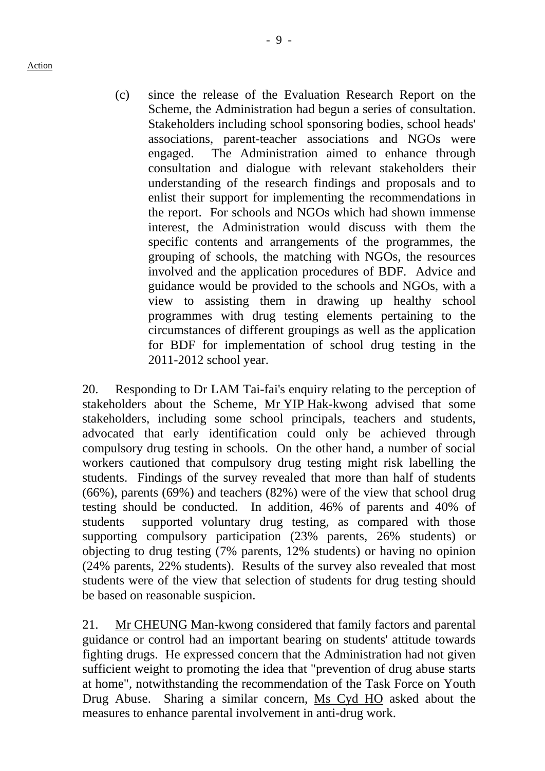Action

(c) since the release of the Evaluation Research Report on the Scheme, the Administration had begun a series of consultation. Stakeholders including school sponsoring bodies, school heads' associations, parent-teacher associations and NGOs were engaged. The Administration aimed to enhance through consultation and dialogue with relevant stakeholders their understanding of the research findings and proposals and to enlist their support for implementing the recommendations in the report. For schools and NGOs which had shown immense interest, the Administration would discuss with them the specific contents and arrangements of the programmes, the grouping of schools, the matching with NGOs, the resources involved and the application procedures of BDF. Advice and guidance would be provided to the schools and NGOs, with a view to assisting them in drawing up healthy school programmes with drug testing elements pertaining to the circumstances of different groupings as well as the application for BDF for implementation of school drug testing in the 2011-2012 school year.

20. Responding to Dr LAM Tai-fai's enquiry relating to the perception of stakeholders about the Scheme, Mr YIP Hak-kwong advised that some stakeholders, including some school principals, teachers and students, advocated that early identification could only be achieved through compulsory drug testing in schools. On the other hand, a number of social workers cautioned that compulsory drug testing might risk labelling the students. Findings of the survey revealed that more than half of students (66%), parents (69%) and teachers (82%) were of the view that school drug testing should be conducted. In addition, 46% of parents and 40% of students supported voluntary drug testing, as compared with those supporting compulsory participation (23% parents, 26% students) or objecting to drug testing (7% parents, 12% students) or having no opinion (24% parents, 22% students). Results of the survey also revealed that most students were of the view that selection of students for drug testing should be based on reasonable suspicion.

21. Mr CHEUNG Man-kwong considered that family factors and parental guidance or control had an important bearing on students' attitude towards fighting drugs. He expressed concern that the Administration had not given sufficient weight to promoting the idea that "prevention of drug abuse starts at home", notwithstanding the recommendation of the Task Force on Youth Drug Abuse. Sharing a similar concern, Ms Cyd HO asked about the measures to enhance parental involvement in anti-drug work.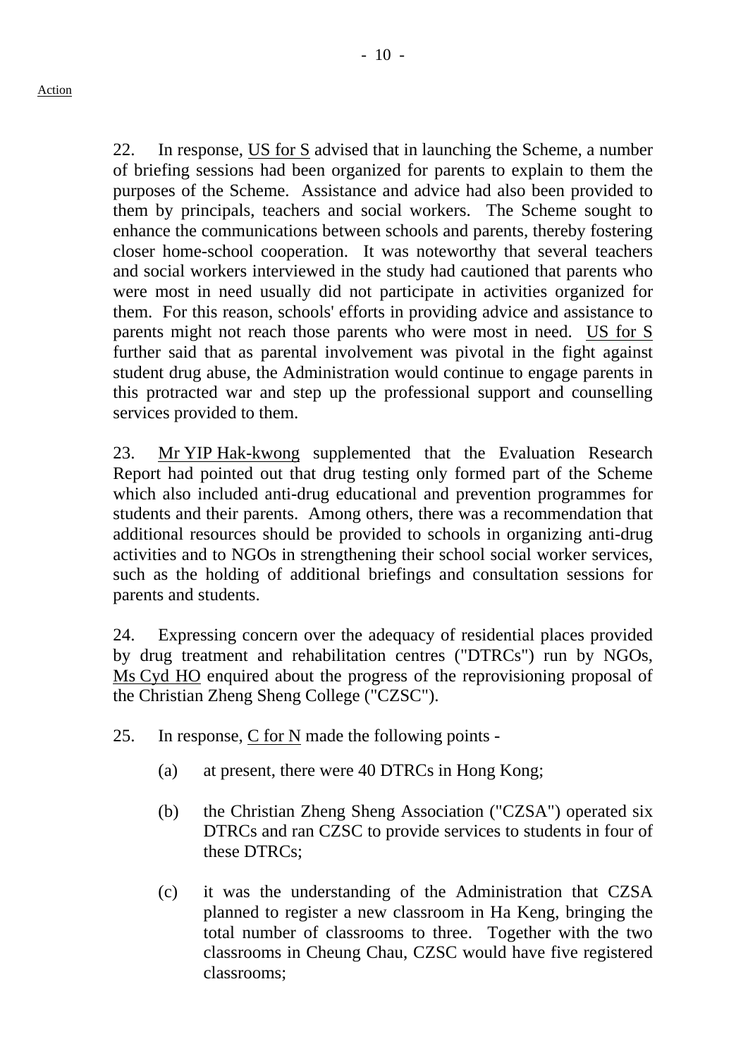Action

22. In response, US for S advised that in launching the Scheme, a number of briefing sessions had been organized for parents to explain to them the purposes of the Scheme. Assistance and advice had also been provided to them by principals, teachers and social workers. The Scheme sought to enhance the communications between schools and parents, thereby fostering closer home-school cooperation. It was noteworthy that several teachers and social workers interviewed in the study had cautioned that parents who were most in need usually did not participate in activities organized for them. For this reason, schools' efforts in providing advice and assistance to parents might not reach those parents who were most in need. US for S further said that as parental involvement was pivotal in the fight against student drug abuse, the Administration would continue to engage parents in this protracted war and step up the professional support and counselling services provided to them.

23. Mr YIP Hak-kwong supplemented that the Evaluation Research Report had pointed out that drug testing only formed part of the Scheme which also included anti-drug educational and prevention programmes for students and their parents. Among others, there was a recommendation that additional resources should be provided to schools in organizing anti-drug activities and to NGOs in strengthening their school social worker services, such as the holding of additional briefings and consultation sessions for parents and students.

24. Expressing concern over the adequacy of residential places provided by drug treatment and rehabilitation centres ("DTRCs") run by NGOs, Ms Cyd HO enquired about the progress of the reprovisioning proposal of the Christian Zheng Sheng College ("CZSC").

25. In response, C for N made the following points -

(a) at present, there were 40 DTRCs in Hong Kong;

(b) the Christian Zheng Sheng Association ("CZSA") operated six DTRCs and ran CZSC to provide services to students in four of these DTRCs;

(c) it was the understanding of the Administration that CZSA planned to register a new classroom in Ha Keng, bringing the total number of classrooms to three. Together with the two classrooms in Cheung Chau, CZSC would have five registered classrooms;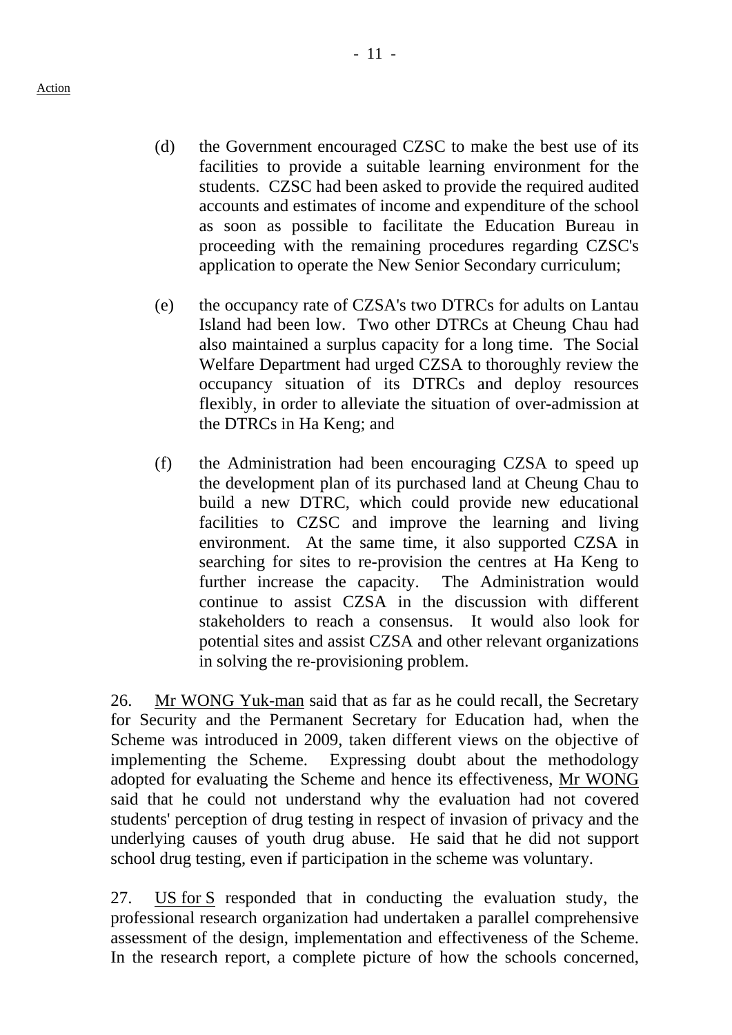(d) the Government encouraged CZSC to make the best use of its facilities to provide a suitable learning environment for the students. CZSC had been asked to provide the required audited accounts and estimates of income and expenditure of the school as soon as possible to facilitate the Education Bureau in proceeding with the remaining procedures regarding CZSC's application to operate the New Senior Secondary curriculum;

(e) the occupancy rate of CZSA's two DTRCs for adults on Lantau Island had been low. Two other DTRCs at Cheung Chau had also maintained a surplus capacity for a long time. The Social Welfare Department had urged CZSA to thoroughly review the occupancy situation of its DTRCs and deploy resources flexibly, in order to alleviate the situation of over-admission at the DTRCs in Ha Keng; and

(f) the Administration had been encouraging CZSA to speed up the development plan of its purchased land at Cheung Chau to build a new DTRC, which could provide new educational facilities to CZSC and improve the learning and living environment. At the same time, it also supported CZSA in searching for sites to re-provision the centres at Ha Keng to further increase the capacity. The Administration would continue to assist CZSA in the discussion with different stakeholders to reach a consensus. It would also look for potential sites and assist CZSA and other relevant organizations in solving the re-provisioning problem.

26. Mr WONG Yuk-man said that as far as he could recall, the Secretary for Security and the Permanent Secretary for Education had, when the Scheme was introduced in 2009, taken different views on the objective of implementing the Scheme. Expressing doubt about the methodology adopted for evaluating the Scheme and hence its effectiveness, Mr WONG said that he could not understand why the evaluation had not covered students' perception of drug testing in respect of invasion of privacy and the underlying causes of youth drug abuse. He said that he did not support school drug testing, even if participation in the scheme was voluntary.

27. US for S responded that in conducting the evaluation study, the professional research organization had undertaken a parallel comprehensive assessment of the design, implementation and effectiveness of the Scheme. In the research report, a complete picture of how the schools concerned,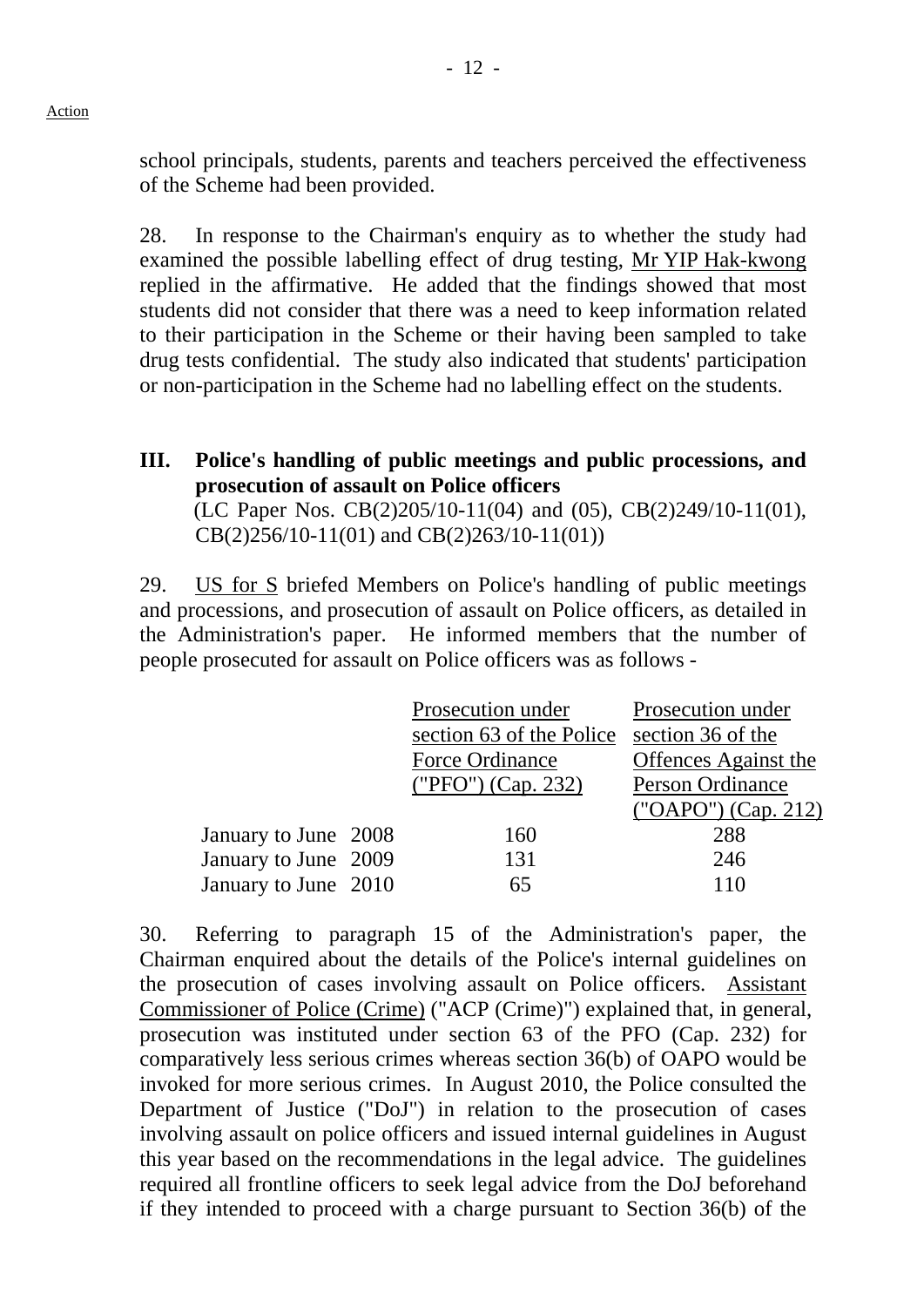Action

school principals, students, parents and teachers perceived the effectiveness of the Scheme had been provided.

28. In response to the Chairman's enquiry as to whether the study had examined the possible labelling effect of drug testing, Mr YIP Hak-kwong replied in the affirmative. He added that the findings showed that most students did not consider that there was a need to keep information related to their participation in the Scheme or their having been sampled to take drug tests confidential. The study also indicated that students' participation or non-participation in the Scheme had no labelling effect on the students.

## III. Police's handling of public meetings and public processions, and prosecution of assault on Police officers

(LC Paper Nos. CB(2)205/10-11(04) and (05), CB(2)249/10-11(01), CB(2)256/10-11(01) and CB(2)263/10-11(01))

29. US for S briefed Members on Police's handling of public meetings and processions, and prosecution of assault on Police officers, as detailed in the Administration's paper. He informed members that the number of people prosecuted for assault on Police officers was as follows -

| | Prosecution under section 63 of the Police Force Ordinance ("PFO") (Cap. 232) | Prosecution under section 36 of the Offences Against the Person Ordinance ("OAPO") (Cap. 212) |
|---|---|---|
| January to June 2008 | 160 | 288 |
| January to June 2009 | 131 | 246 |
| January to June 2010 | 65 | 110 |

30. Referring to paragraph 15 of the Administration's paper, the Chairman enquired about the details of the Police's internal guidelines on the prosecution of cases involving assault on Police officers. Assistant Commissioner of Police (Crime) ("ACP (Crime)") explained that, in general, prosecution was instituted under section 63 of the PFO (Cap. 232) for comparatively less serious crimes whereas section 36(b) of OAPO would be invoked for more serious crimes. In August 2010, the Police consulted the Department of Justice ("DoJ") in relation to the prosecution of cases involving assault on police officers and issued internal guidelines in August this year based on the recommendations in the legal advice. The guidelines required all frontline officers to seek legal advice from the DoJ beforehand if they intended to proceed with a charge pursuant to Section 36(b) of the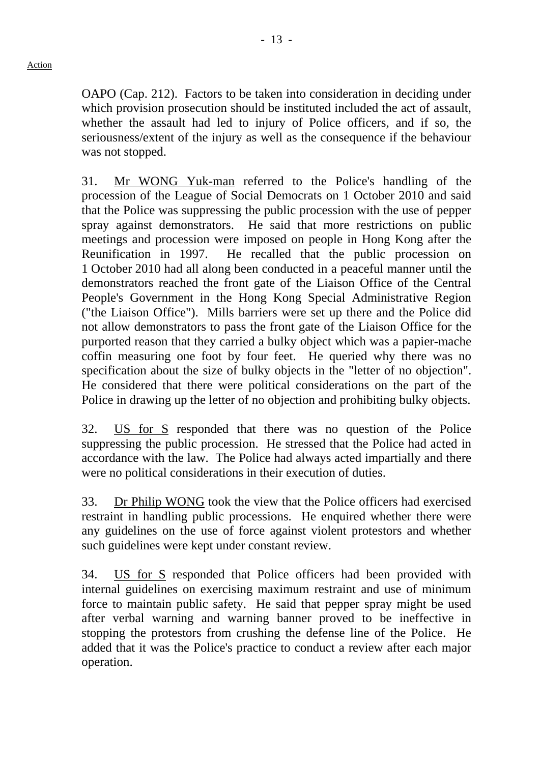OAPO (Cap. 212). Factors to be taken into consideration in deciding under which provision prosecution should be instituted included the act of assault, whether the assault had led to injury of Police officers, and if so, the seriousness/extent of the injury as well as the consequence if the behaviour was not stopped.

31. Mr WONG Yuk-man referred to the Police's handling of the procession of the League of Social Democrats on 1 October 2010 and said that the Police was suppressing the public procession with the use of pepper spray against demonstrators. He said that more restrictions on public meetings and procession were imposed on people in Hong Kong after the Reunification in 1997. He recalled that the public procession on 1 October 2010 had all along been conducted in a peaceful manner until the demonstrators reached the front gate of the Liaison Office of the Central People's Government in the Hong Kong Special Administrative Region ("the Liaison Office"). Mills barriers were set up there and the Police did not allow demonstrators to pass the front gate of the Liaison Office for the purported reason that they carried a bulky object which was a papier-mache coffin measuring one foot by four feet. He queried why there was no specification about the size of bulky objects in the "letter of no objection". He considered that there were political considerations on the part of the Police in drawing up the letter of no objection and prohibiting bulky objects.

32. US for S responded that there was no question of the Police suppressing the public procession. He stressed that the Police had acted in accordance with the law. The Police had always acted impartially and there were no political considerations in their execution of duties.

33. Dr Philip WONG took the view that the Police officers had exercised restraint in handling public processions. He enquired whether there were any guidelines on the use of force against violent protestors and whether such guidelines were kept under constant review.

34. US for S responded that Police officers had been provided with internal guidelines on exercising maximum restraint and use of minimum force to maintain public safety. He said that pepper spray might be used after verbal warning and warning banner proved to be ineffective in stopping the protestors from crushing the defense line of the Police. He added that it was the Police's practice to conduct a review after each major operation.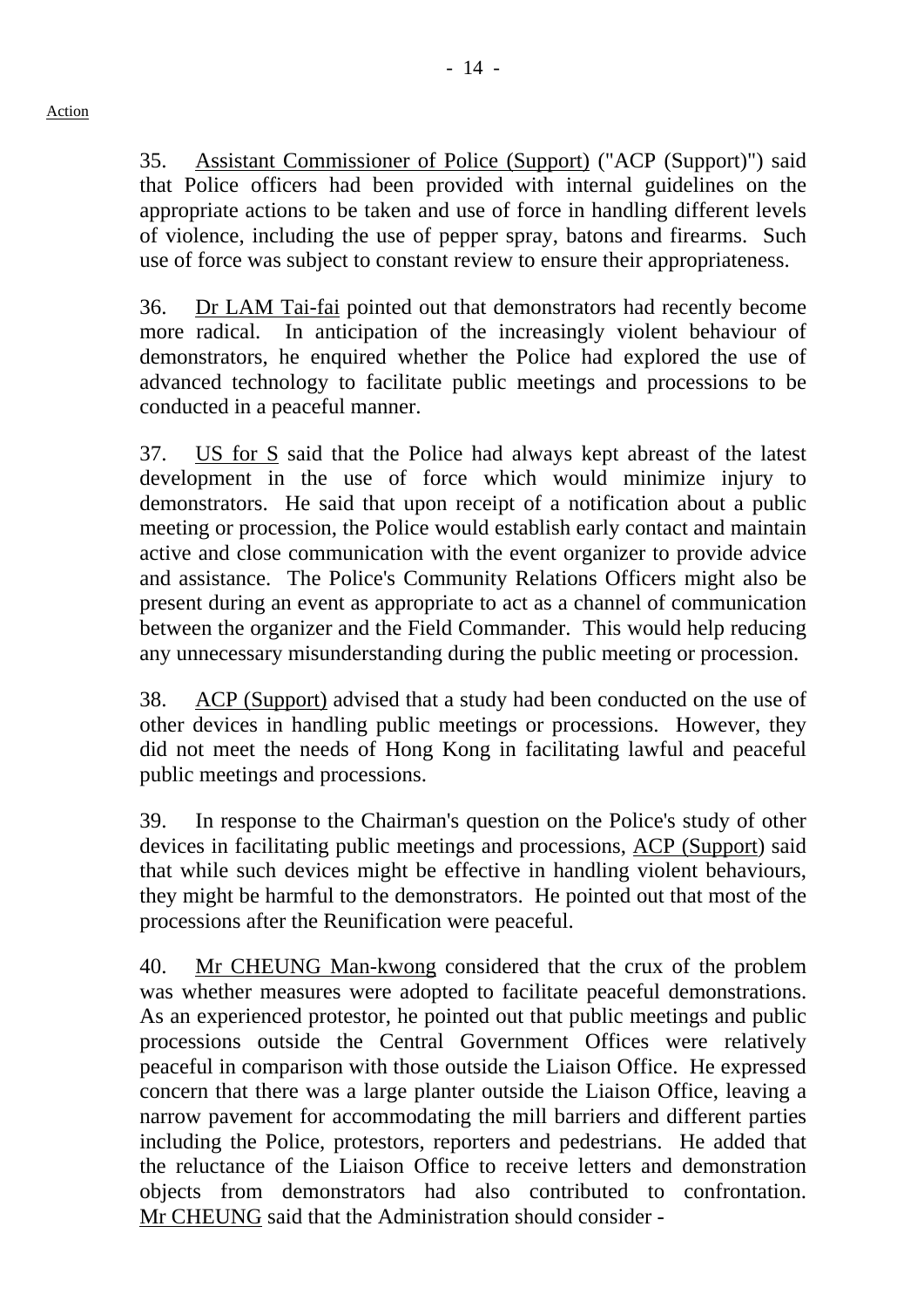Action

35. Assistant Commissioner of Police (Support) ("ACP (Support)") said that Police officers had been provided with internal guidelines on the appropriate actions to be taken and use of force in handling different levels of violence, including the use of pepper spray, batons and firearms. Such use of force was subject to constant review to ensure their appropriateness.

36. Dr LAM Tai-fai pointed out that demonstrators had recently become more radical. In anticipation of the increasingly violent behaviour of demonstrators, he enquired whether the Police had explored the use of advanced technology to facilitate public meetings and processions to be conducted in a peaceful manner.

37. US for S said that the Police had always kept abreast of the latest development in the use of force which would minimize injury to demonstrators. He said that upon receipt of a notification about a public meeting or procession, the Police would establish early contact and maintain active and close communication with the event organizer to provide advice and assistance. The Police's Community Relations Officers might also be present during an event as appropriate to act as a channel of communication between the organizer and the Field Commander. This would help reducing any unnecessary misunderstanding during the public meeting or procession.

38. ACP (Support) advised that a study had been conducted on the use of other devices in handling public meetings or processions. However, they did not meet the needs of Hong Kong in facilitating lawful and peaceful public meetings and processions.

39. In response to the Chairman's question on the Police's study of other devices in facilitating public meetings and processions, ACP (Support) said that while such devices might be effective in handling violent behaviours, they might be harmful to the demonstrators. He pointed out that most of the processions after the Reunification were peaceful.

40. Mr CHEUNG Man-kwong considered that the crux of the problem was whether measures were adopted to facilitate peaceful demonstrations. As an experienced protestor, he pointed out that public meetings and public processions outside the Central Government Offices were relatively peaceful in comparison with those outside the Liaison Office. He expressed concern that there was a large planter outside the Liaison Office, leaving a narrow pavement for accommodating the mill barriers and different parties including the Police, protestors, reporters and pedestrians. He added that the reluctance of the Liaison Office to receive letters and demonstration objects from demonstrators had also contributed to confrontation. Mr CHEUNG said that the Administration should consider -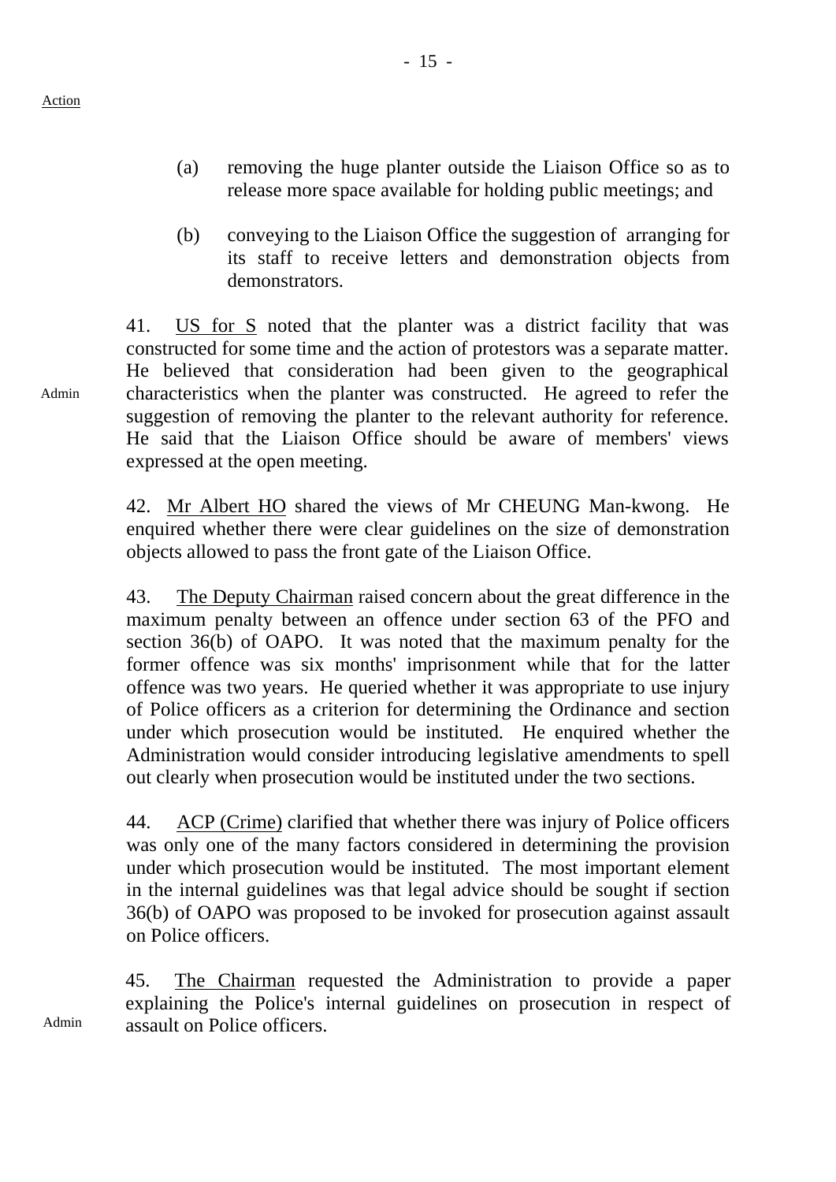Action

(a) removing the huge planter outside the Liaison Office so as to release more space available for holding public meetings; and

(b) conveying to the Liaison Office the suggestion of arranging for its staff to receive letters and demonstration objects from demonstrators.

41. US for S noted that the planter was a district facility that was constructed for some time and the action of protestors was a separate matter. He believed that consideration had been given to the geographical characteristics when the planter was constructed. He agreed to refer the suggestion of removing the planter to the relevant authority for reference. He said that the Liaison Office should be aware of members' views expressed at the open meeting.

Admin

42. Mr Albert HO shared the views of Mr CHEUNG Man-kwong. He enquired whether there were clear guidelines on the size of demonstration objects allowed to pass the front gate of the Liaison Office.

43. The Deputy Chairman raised concern about the great difference in the maximum penalty between an offence under section 63 of the PFO and section 36(b) of OAPO. It was noted that the maximum penalty for the former offence was six months' imprisonment while that for the latter offence was two years. He queried whether it was appropriate to use injury of Police officers as a criterion for determining the Ordinance and section under which prosecution would be instituted. He enquired whether the Administration would consider introducing legislative amendments to spell out clearly when prosecution would be instituted under the two sections.

44. ACP (Crime) clarified that whether there was injury of Police officers was only one of the many factors considered in determining the provision under which prosecution would be instituted. The most important element in the internal guidelines was that legal advice should be sought if section 36(b) of OAPO was proposed to be invoked for prosecution against assault on Police officers.

45. The Chairman requested the Administration to provide a paper explaining the Police's internal guidelines on prosecution in respect of assault on Police officers.

Admin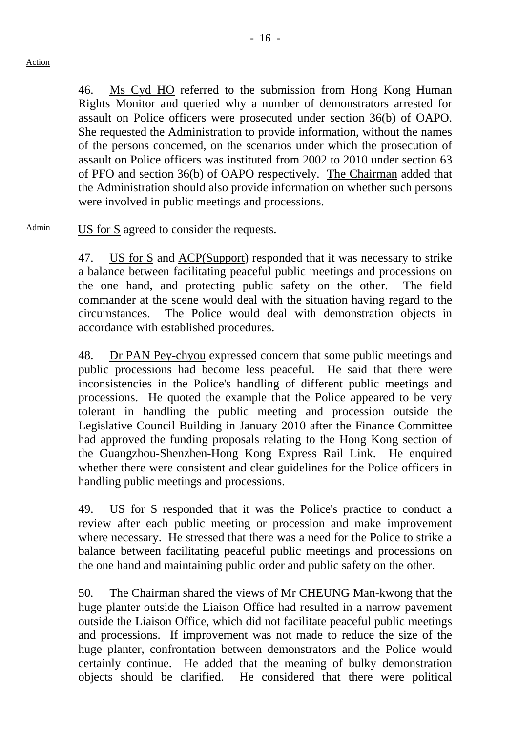Action

46. Ms Cyd HO referred to the submission from Hong Kong Human Rights Monitor and queried why a number of demonstrators arrested for assault on Police officers were prosecuted under section 36(b) of OAPO. She requested the Administration to provide information, without the names of the persons concerned, on the scenarios under which the prosecution of assault on Police officers was instituted from 2002 to 2010 under section 63 of PFO and section 36(b) of OAPO respectively. The Chairman added that the Administration should also provide information on whether such persons were involved in public meetings and processions.

Admin — US for S agreed to consider the requests.

47. US for S and ACP(Support) responded that it was necessary to strike a balance between facilitating peaceful public meetings and processions on the one hand, and protecting public safety on the other. The field commander at the scene would deal with the situation having regard to the circumstances. The Police would deal with demonstration objects in accordance with established procedures.

48. Dr PAN Pey-chyou expressed concern that some public meetings and public processions had become less peaceful. He said that there were inconsistencies in the Police's handling of different public meetings and processions. He quoted the example that the Police appeared to be very tolerant in handling the public meeting and procession outside the Legislative Council Building in January 2010 after the Finance Committee had approved the funding proposals relating to the Hong Kong section of the Guangzhou-Shenzhen-Hong Kong Express Rail Link. He enquired whether there were consistent and clear guidelines for the Police officers in handling public meetings and processions.

49. US for S responded that it was the Police's practice to conduct a review after each public meeting or procession and make improvement where necessary. He stressed that there was a need for the Police to strike a balance between facilitating peaceful public meetings and processions on the one hand and maintaining public order and public safety on the other.

50. The Chairman shared the views of Mr CHEUNG Man-kwong that the huge planter outside the Liaison Office had resulted in a narrow pavement outside the Liaison Office, which did not facilitate peaceful public meetings and processions. If improvement was not made to reduce the size of the huge planter, confrontation between demonstrators and the Police would certainly continue. He added that the meaning of bulky demonstration objects should be clarified. He considered that there were political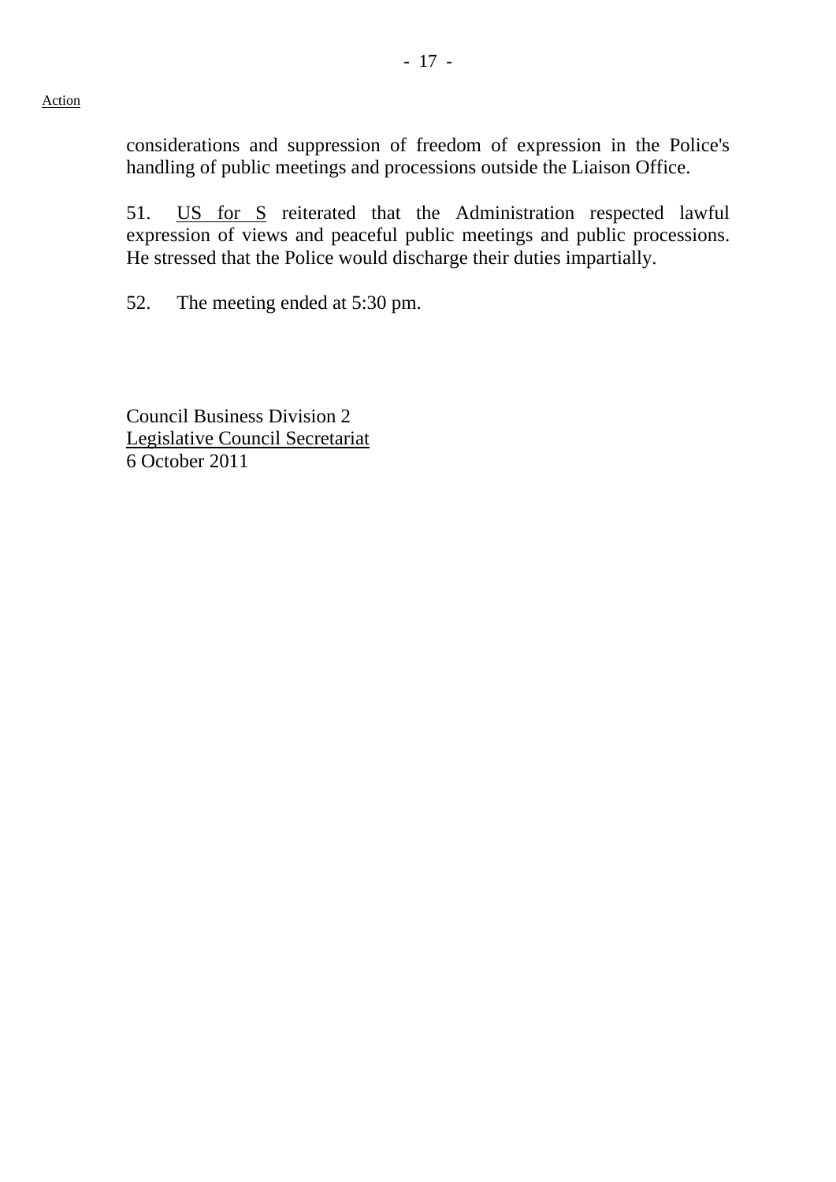Action

considerations and suppression of freedom of expression in the Police's handling of public meetings and processions outside the Liaison Office.

51. US for S reiterated that the Administration respected lawful expression of views and peaceful public meetings and public processions. He stressed that the Police would discharge their duties impartially.

52. The meeting ended at 5:30 pm.

Council Business Division 2
Legislative Council Secretariat
6 October 2011